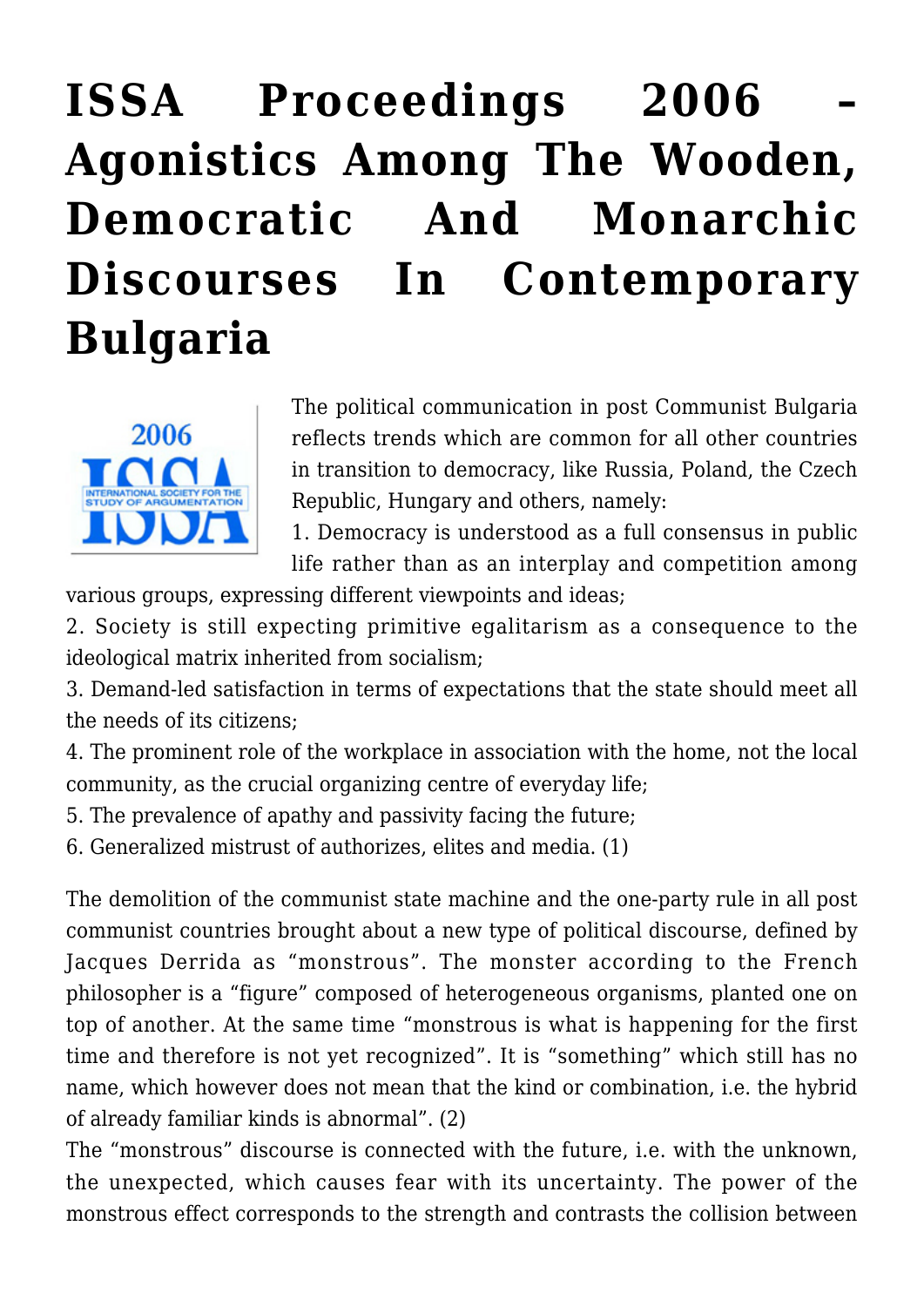# ISSA Proceedings 2006 – Agonistics Among The Wooden, Democratic And Monarchic Discourses In Contemporary Bulgaria

The political communication in post Communist Bulgaria reflects trends which are common for all other countries in transition to democracy, like Russia, Poland, the Czech Republic, Hungary and others, namely:

1. Democracy is understood as a full consensus in public life rather than as an interplay and competition among various groups, expressing different viewpoints and ideas;
2. Society is still expecting primitive egalitarism as a consequence to the ideological matrix inherited from socialism;
3. Demand-led satisfaction in terms of expectations that the state should meet all the needs of its citizens;
4. The prominent role of the workplace in association with the home, not the local community, as the crucial organizing centre of everyday life;
5. The prevalence of apathy and passivity facing the future;
6. Generalized mistrust of authorizes, elites and media. (1)

The demolition of the communist state machine and the one-party rule in all post communist countries brought about a new type of political discourse, defined by Jacques Derrida as "monstrous". The monster according to the French philosopher is a "figure" composed of heterogeneous organisms, planted one on top of another. At the same time "monstrous is what is happening for the first time and therefore is not yet recognized". It is "something" which still has no name, which however does not mean that the kind or combination, i.e. the hybrid of already familiar kinds is abnormal". (2)

The "monstrous" discourse is connected with the future, i.e. with the unknown, the unexpected, which causes fear with its uncertainty. The power of the monstrous effect corresponds to the strength and contrasts the collision between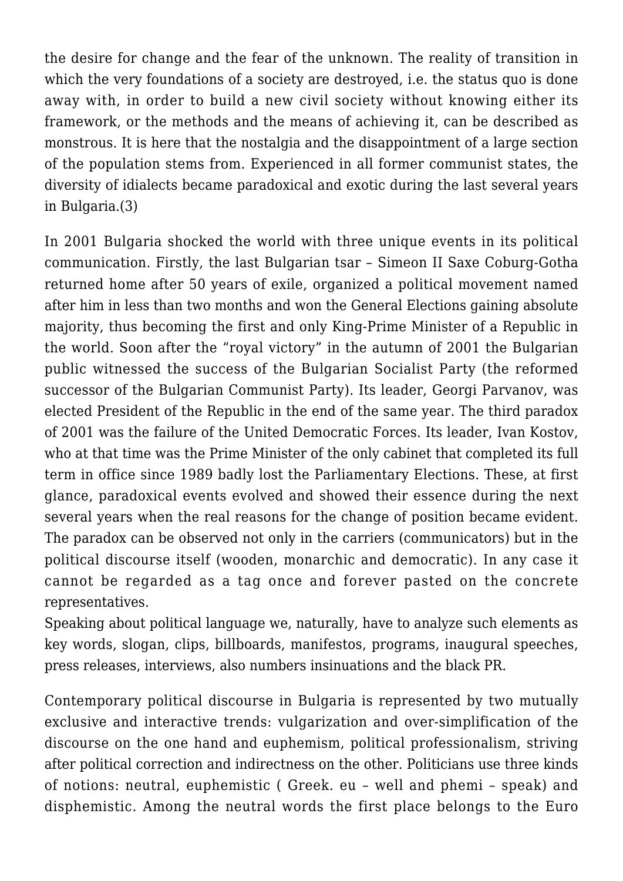the desire for change and the fear of the unknown. The reality of transition in which the very foundations of a society are destroyed, i.e. the status quo is done away with, in order to build a new civil society without knowing either its framework, or the methods and the means of achieving it, can be described as monstrous. It is here that the nostalgia and the disappointment of a large section of the population stems from. Experienced in all former communist states, the diversity of idialects became paradoxical and exotic during the last several years in Bulgaria.(3)

In 2001 Bulgaria shocked the world with three unique events in its political communication. Firstly, the last Bulgarian tsar – Simeon II Saxe Coburg-Gotha returned home after 50 years of exile, organized a political movement named after him in less than two months and won the General Elections gaining absolute majority, thus becoming the first and only King-Prime Minister of a Republic in the world. Soon after the "royal victory" in the autumn of 2001 the Bulgarian public witnessed the success of the Bulgarian Socialist Party (the reformed successor of the Bulgarian Communist Party). Its leader, Georgi Parvanov, was elected President of the Republic in the end of the same year. The third paradox of 2001 was the failure of the United Democratic Forces. Its leader, Ivan Kostov, who at that time was the Prime Minister of the only cabinet that completed its full term in office since 1989 badly lost the Parliamentary Elections. These, at first glance, paradoxical events evolved and showed their essence during the next several years when the real reasons for the change of position became evident. The paradox can be observed not only in the carriers (communicators) but in the political discourse itself (wooden, monarchic and democratic). In any case it cannot be regarded as a tag once and forever pasted on the concrete representatives.
Speaking about political language we, naturally, have to analyze such elements as key words, slogan, clips, billboards, manifestos, programs, inaugural speeches, press releases, interviews, also numbers insinuations and the black PR.

Contemporary political discourse in Bulgaria is represented by two mutually exclusive and interactive trends: vulgarization and over-simplification of the discourse on the one hand and euphemism, political professionalism, striving after political correction and indirectness on the other. Politicians use three kinds of notions: neutral, euphemistic ( Greek. eu – well and phemi – speak) and disphemistic. Among the neutral words the first place belongs to the Euro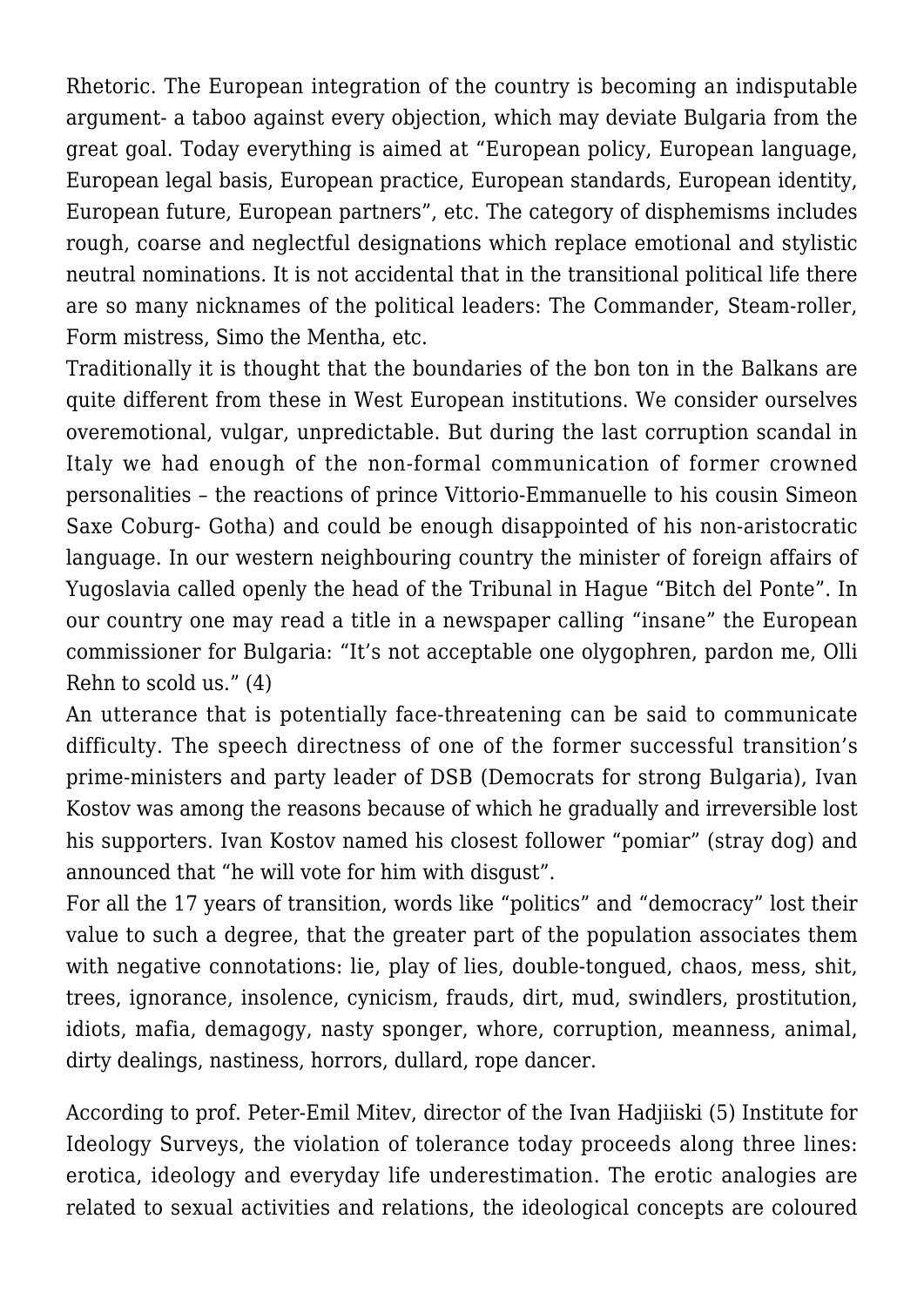Rhetoric. The European integration of the country is becoming an indisputable argument- a taboo against every objection, which may deviate Bulgaria from the great goal. Today everything is aimed at "European policy, European language, European legal basis, European practice, European standards, European identity, European future, European partners", etc. The category of disphemisms includes rough, coarse and neglectful designations which replace emotional and stylistic neutral nominations. It is not accidental that in the transitional political life there are so many nicknames of the political leaders: The Commander, Steam-roller, Form mistress, Simo the Mentha, etc.

Traditionally it is thought that the boundaries of the bon ton in the Balkans are quite different from these in West European institutions. We consider ourselves overemotional, vulgar, unpredictable. But during the last corruption scandal in Italy we had enough of the non-formal communication of former crowned personalities – the reactions of prince Vittorio-Emmanuelle to his cousin Simeon Saxe Coburg- Gotha) and could be enough disappointed of his non-aristocratic language. In our western neighbouring country the minister of foreign affairs of Yugoslavia called openly the head of the Tribunal in Hague "Bitch del Ponte". In our country one may read a title in a newspaper calling "insane" the European commissioner for Bulgaria: "It's not acceptable one olygophren, pardon me, Olli Rehn to scold us." (4)

An utterance that is potentially face-threatening can be said to communicate difficulty. The speech directness of one of the former successful transition's prime-ministers and party leader of DSB (Democrats for strong Bulgaria), Ivan Kostov was among the reasons because of which he gradually and irreversible lost his supporters. Ivan Kostov named his closest follower "pomiar" (stray dog) and announced that "he will vote for him with disgust".

For all the 17 years of transition, words like "politics" and "democracy" lost their value to such a degree, that the greater part of the population associates them with negative connotations: lie, play of lies, double-tongued, chaos, mess, shit, trees, ignorance, insolence, cynicism, frauds, dirt, mud, swindlers, prostitution, idiots, mafia, demagogy, nasty sponger, whore, corruption, meanness, animal, dirty dealings, nastiness, horrors, dullard, rope dancer.

According to prof. Peter-Emil Mitev, director of the Ivan Hadjiiski (5) Institute for Ideology Surveys, the violation of tolerance today proceeds along three lines: erotica, ideology and everyday life underestimation. The erotic analogies are related to sexual activities and relations, the ideological concepts are coloured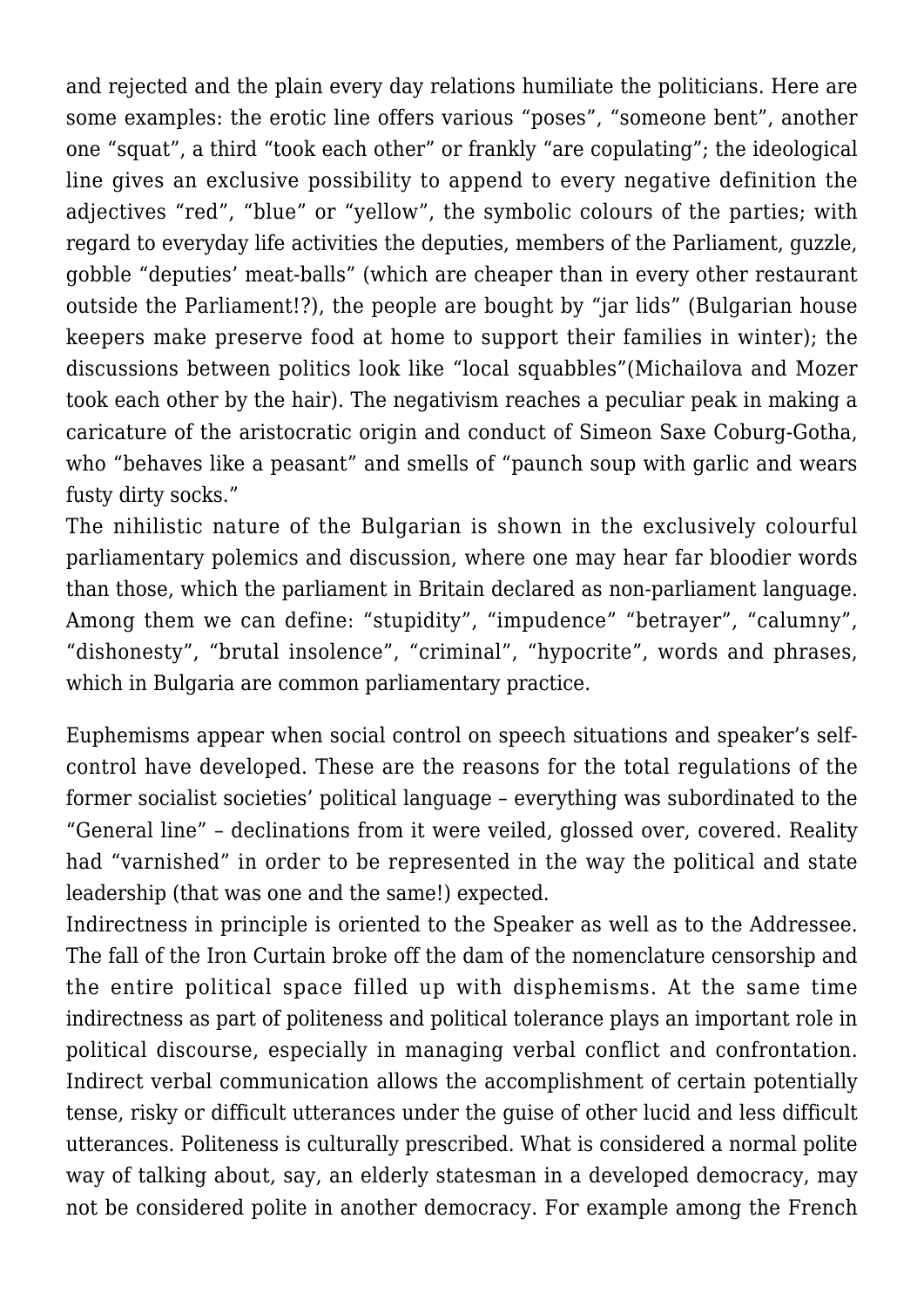and rejected and the plain every day relations humiliate the politicians. Here are some examples: the erotic line offers various "poses", "someone bent", another one "squat", a third "took each other" or frankly "are copulating"; the ideological line gives an exclusive possibility to append to every negative definition the adjectives "red", "blue" or "yellow", the symbolic colours of the parties; with regard to everyday life activities the deputies, members of the Parliament, guzzle, gobble "deputies' meat-balls" (which are cheaper than in every other restaurant outside the Parliament!?), the people are bought by "jar lids" (Bulgarian house keepers make preserve food at home to support their families in winter); the discussions between politics look like "local squabbles"(Michailova and Mozer took each other by the hair). The negativism reaches a peculiar peak in making a caricature of the aristocratic origin and conduct of Simeon Saxe Coburg-Gotha, who "behaves like a peasant" and smells of "paunch soup with garlic and wears fusty dirty socks."

The nihilistic nature of the Bulgarian is shown in the exclusively colourful parliamentary polemics and discussion, where one may hear far bloodier words than those, which the parliament in Britain declared as non-parliament language. Among them we can define: "stupidity", "impudence" "betrayer", "calumny", "dishonesty", "brutal insolence", "criminal", "hypocrite", words and phrases, which in Bulgaria are common parliamentary practice.

Euphemisms appear when social control on speech situations and speaker's self-control have developed. These are the reasons for the total regulations of the former socialist societies' political language – everything was subordinated to the "General line" – declinations from it were veiled, glossed over, covered. Reality had "varnished" in order to be represented in the way the political and state leadership (that was one and the same!) expected.

Indirectness in principle is oriented to the Speaker as well as to the Addressee. The fall of the Iron Curtain broke off the dam of the nomenclature censorship and the entire political space filled up with disphemisms. At the same time indirectness as part of politeness and political tolerance plays an important role in political discourse, especially in managing verbal conflict and confrontation. Indirect verbal communication allows the accomplishment of certain potentially tense, risky or difficult utterances under the guise of other lucid and less difficult utterances. Politeness is culturally prescribed. What is considered a normal polite way of talking about, say, an elderly statesman in a developed democracy, may not be considered polite in another democracy. For example among the French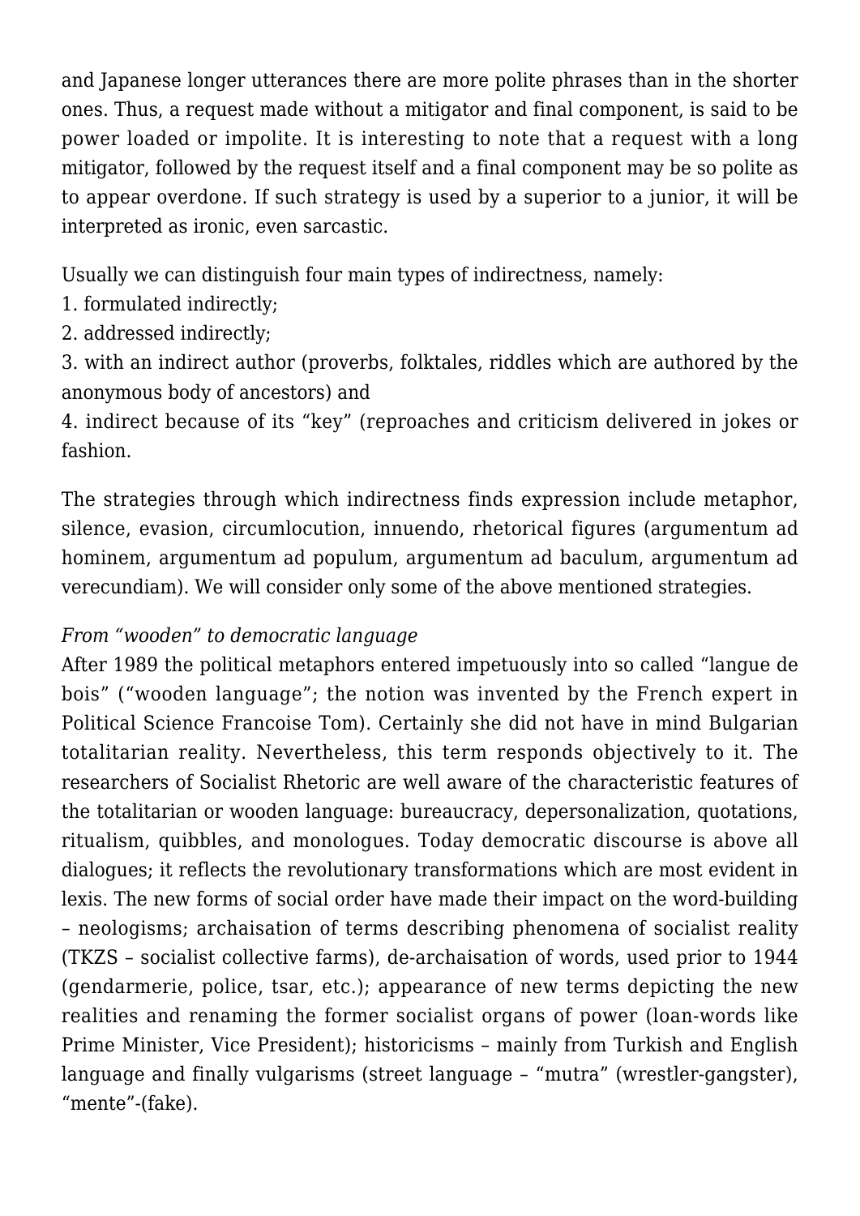and Japanese longer utterances there are more polite phrases than in the shorter ones. Thus, a request made without a mitigator and final component, is said to be power loaded or impolite. It is interesting to note that a request with a long mitigator, followed by the request itself and a final component may be so polite as to appear overdone. If such strategy is used by a superior to a junior, it will be interpreted as ironic, even sarcastic.

Usually we can distinguish four main types of indirectness, namely:
1. formulated indirectly;
2. addressed indirectly;
3. with an indirect author (proverbs, folktales, riddles which are authored by the anonymous body of ancestors) and
4. indirect because of its "key" (reproaches and criticism delivered in jokes or fashion.

The strategies through which indirectness finds expression include metaphor, silence, evasion, circumlocution, innuendo, rhetorical figures (argumentum ad hominem, argumentum ad populum, argumentum ad baculum, argumentum ad verecundiam). We will consider only some of the above mentioned strategies.

*From "wooden" to democratic language*

After 1989 the political metaphors entered impetuously into so called "langue de bois" ("wooden language"; the notion was invented by the French expert in Political Science Francoise Tom). Certainly she did not have in mind Bulgarian totalitarian reality. Nevertheless, this term responds objectively to it. The researchers of Socialist Rhetoric are well aware of the characteristic features of the totalitarian or wooden language: bureaucracy, depersonalization, quotations, ritualism, quibbles, and monologues. Today democratic discourse is above all dialogues; it reflects the revolutionary transformations which are most evident in lexis. The new forms of social order have made their impact on the word-building – neologisms; archaisation of terms describing phenomena of socialist reality (TKZS – socialist collective farms), de-archaisation of words, used prior to 1944 (gendarmerie, police, tsar, etc.); appearance of new terms depicting the new realities and renaming the former socialist organs of power (loan-words like Prime Minister, Vice President); historicisms – mainly from Turkish and English language and finally vulgarisms (street language – "mutra" (wrestler-gangster), "mente"-(fake).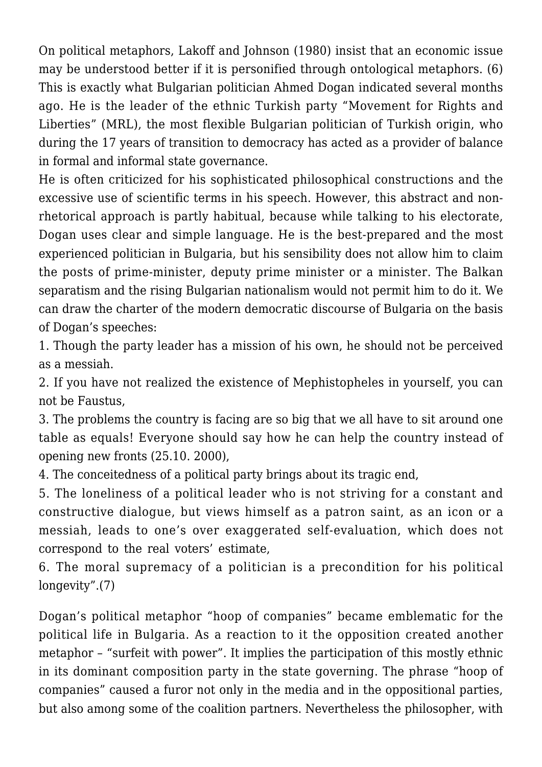On political metaphors, Lakoff and Johnson (1980) insist that an economic issue may be understood better if it is personified through ontological metaphors. (6) This is exactly what Bulgarian politician Ahmed Dogan indicated several months ago. He is the leader of the ethnic Turkish party "Movement for Rights and Liberties" (MRL), the most flexible Bulgarian politician of Turkish origin, who during the 17 years of transition to democracy has acted as a provider of balance in formal and informal state governance.

He is often criticized for his sophisticated philosophical constructions and the excessive use of scientific terms in his speech. However, this abstract and non-rhetorical approach is partly habitual, because while talking to his electorate, Dogan uses clear and simple language. He is the best-prepared and the most experienced politician in Bulgaria, but his sensibility does not allow him to claim the posts of prime-minister, deputy prime minister or a minister. The Balkan separatism and the rising Bulgarian nationalism would not permit him to do it. We can draw the charter of the modern democratic discourse of Bulgaria on the basis of Dogan's speeches:

1. Though the party leader has a mission of his own, he should not be perceived as a messiah.
2. If you have not realized the existence of Mephistopheles in yourself, you can not be Faustus,
3. The problems the country is facing are so big that we all have to sit around one table as equals! Everyone should say how he can help the country instead of opening new fronts (25.10. 2000),
4. The conceitedness of a political party brings about its tragic end,
5. The loneliness of a political leader who is not striving for a constant and constructive dialogue, but views himself as a patron saint, as an icon or a messiah, leads to one's over exaggerated self-evaluation, which does not correspond to the real voters' estimate,
6. The moral supremacy of a politician is a precondition for his political longevity".(7)

Dogan's political metaphor "hoop of companies" became emblematic for the political life in Bulgaria. As a reaction to it the opposition created another metaphor – "surfeit with power". It implies the participation of this mostly ethnic in its dominant composition party in the state governing. The phrase "hoop of companies" caused a furor not only in the media and in the oppositional parties, but also among some of the coalition partners. Nevertheless the philosopher, with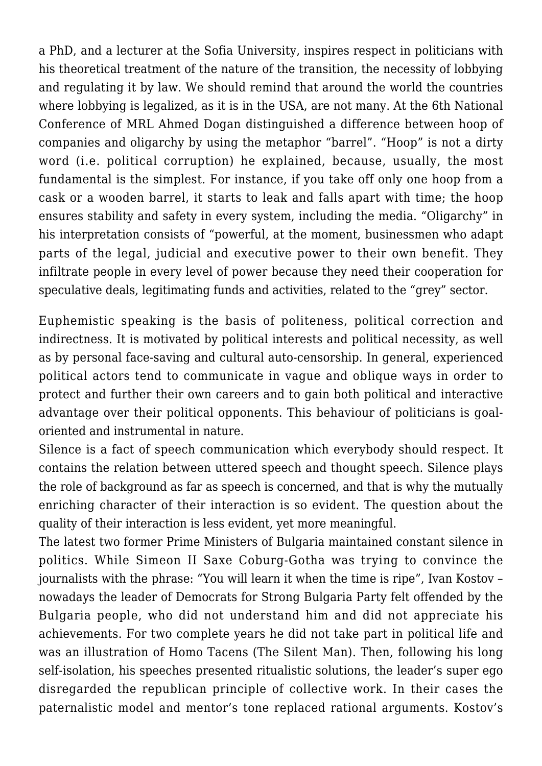a PhD, and a lecturer at the Sofia University, inspires respect in politicians with his theoretical treatment of the nature of the transition, the necessity of lobbying and regulating it by law. We should remind that around the world the countries where lobbying is legalized, as it is in the USA, are not many. At the 6th National Conference of MRL Ahmed Dogan distinguished a difference between hoop of companies and oligarchy by using the metaphor "barrel". "Hoop" is not a dirty word (i.e. political corruption) he explained, because, usually, the most fundamental is the simplest. For instance, if you take off only one hoop from a cask or a wooden barrel, it starts to leak and falls apart with time; the hoop ensures stability and safety in every system, including the media. "Oligarchy" in his interpretation consists of "powerful, at the moment, businessmen who adapt parts of the legal, judicial and executive power to their own benefit. They infiltrate people in every level of power because they need their cooperation for speculative deals, legitimating funds and activities, related to the "grey" sector.

Euphemistic speaking is the basis of politeness, political correction and indirectness. It is motivated by political interests and political necessity, as well as by personal face-saving and cultural auto-censorship. In general, experienced political actors tend to communicate in vague and oblique ways in order to protect and further their own careers and to gain both political and interactive advantage over their political opponents. This behaviour of politicians is goal-oriented and instrumental in nature.

Silence is a fact of speech communication which everybody should respect. It contains the relation between uttered speech and thought speech. Silence plays the role of background as far as speech is concerned, and that is why the mutually enriching character of their interaction is so evident. The question about the quality of their interaction is less evident, yet more meaningful.

The latest two former Prime Ministers of Bulgaria maintained constant silence in politics. While Simeon II Saxe Coburg-Gotha was trying to convince the journalists with the phrase: "You will learn it when the time is ripe", Ivan Kostov – nowadays the leader of Democrats for Strong Bulgaria Party felt offended by the Bulgaria people, who did not understand him and did not appreciate his achievements. For two complete years he did not take part in political life and was an illustration of Homo Tacens (The Silent Man). Then, following his long self-isolation, his speeches presented ritualistic solutions, the leader's super ego disregarded the republican principle of collective work. In their cases the paternalistic model and mentor's tone replaced rational arguments. Kostov's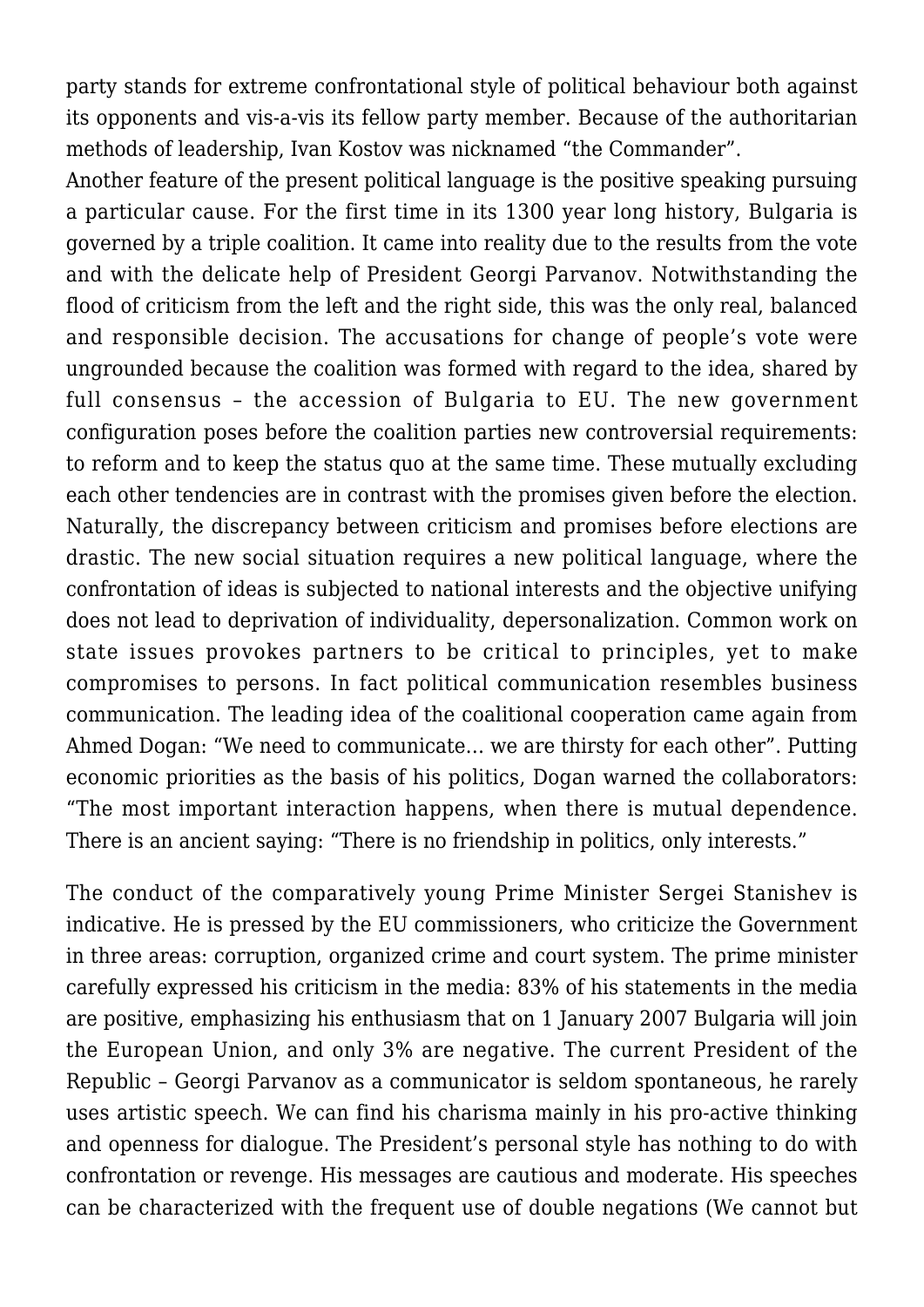party stands for extreme confrontational style of political behaviour both against its opponents and vis-a-vis its fellow party member. Because of the authoritarian methods of leadership, Ivan Kostov was nicknamed "the Commander".

Another feature of the present political language is the positive speaking pursuing a particular cause. For the first time in its 1300 year long history, Bulgaria is governed by a triple coalition. It came into reality due to the results from the vote and with the delicate help of President Georgi Parvanov. Notwithstanding the flood of criticism from the left and the right side, this was the only real, balanced and responsible decision. The accusations for change of people's vote were ungrounded because the coalition was formed with regard to the idea, shared by full consensus – the accession of Bulgaria to EU. The new government configuration poses before the coalition parties new controversial requirements: to reform and to keep the status quo at the same time. These mutually excluding each other tendencies are in contrast with the promises given before the election. Naturally, the discrepancy between criticism and promises before elections are drastic. The new social situation requires a new political language, where the confrontation of ideas is subjected to national interests and the objective unifying does not lead to deprivation of individuality, depersonalization. Common work on state issues provokes partners to be critical to principles, yet to make compromises to persons. In fact political communication resembles business communication. The leading idea of the coalitional cooperation came again from Ahmed Dogan: "We need to communicate… we are thirsty for each other". Putting economic priorities as the basis of his politics, Dogan warned the collaborators: "The most important interaction happens, when there is mutual dependence. There is an ancient saying: "There is no friendship in politics, only interests."

The conduct of the comparatively young Prime Minister Sergei Stanishev is indicative. He is pressed by the EU commissioners, who criticize the Government in three areas: corruption, organized crime and court system. The prime minister carefully expressed his criticism in the media: 83% of his statements in the media are positive, emphasizing his enthusiasm that on 1 January 2007 Bulgaria will join the European Union, and only 3% are negative. The current President of the Republic – Georgi Parvanov as a communicator is seldom spontaneous, he rarely uses artistic speech. We can find his charisma mainly in his pro-active thinking and openness for dialogue. The President's personal style has nothing to do with confrontation or revenge. His messages are cautious and moderate. His speeches can be characterized with the frequent use of double negations (We cannot but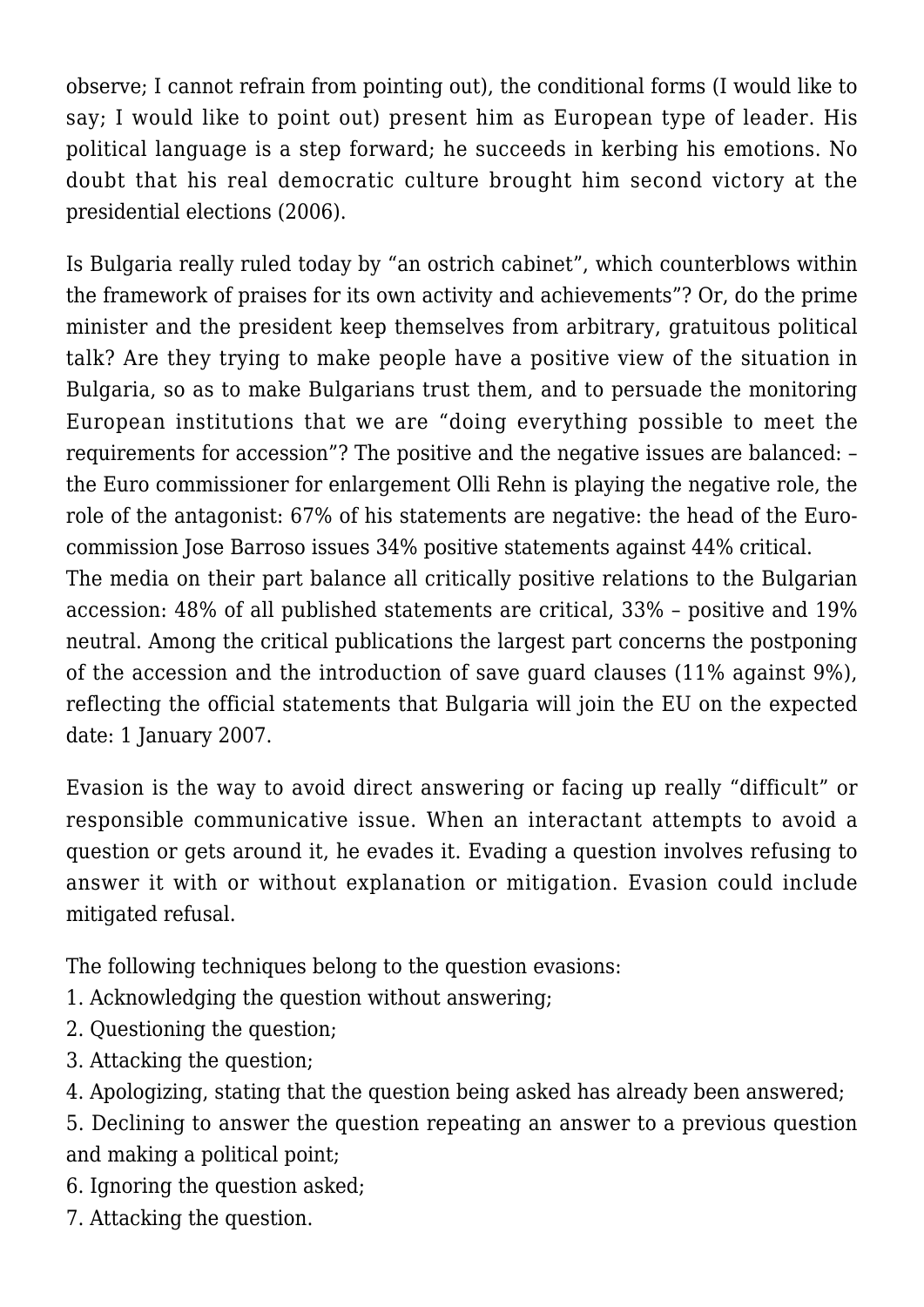observe; I cannot refrain from pointing out), the conditional forms (I would like to say; I would like to point out) present him as European type of leader. His political language is a step forward; he succeeds in kerbing his emotions. No doubt that his real democratic culture brought him second victory at the presidential elections (2006).

Is Bulgaria really ruled today by "an ostrich cabinet", which counterblows within the framework of praises for its own activity and achievements"? Or, do the prime minister and the president keep themselves from arbitrary, gratuitous political talk? Are they trying to make people have a positive view of the situation in Bulgaria, so as to make Bulgarians trust them, and to persuade the monitoring European institutions that we are "doing everything possible to meet the requirements for accession"? The positive and the negative issues are balanced: – the Euro commissioner for enlargement Olli Rehn is playing the negative role, the role of the antagonist: 67% of his statements are negative: the head of the Euro-commission Jose Barroso issues 34% positive statements against 44% critical.
The media on their part balance all critically positive relations to the Bulgarian accession: 48% of all published statements are critical, 33% – positive and 19% neutral. Among the critical publications the largest part concerns the postponing of the accession and the introduction of save guard clauses (11% against 9%), reflecting the official statements that Bulgaria will join the EU on the expected date: 1 January 2007.

Evasion is the way to avoid direct answering or facing up really "difficult" or responsible communicative issue. When an interactant attempts to avoid a question or gets around it, he evades it. Evading a question involves refusing to answer it with or without explanation or mitigation. Evasion could include mitigated refusal.

The following techniques belong to the question evasions:

1. Acknowledging the question without answering;
2. Questioning the question;
3. Attacking the question;
4. Apologizing, stating that the question being asked has already been answered;
5. Declining to answer the question repeating an answer to a previous question and making a political point;
6. Ignoring the question asked;
7. Attacking the question.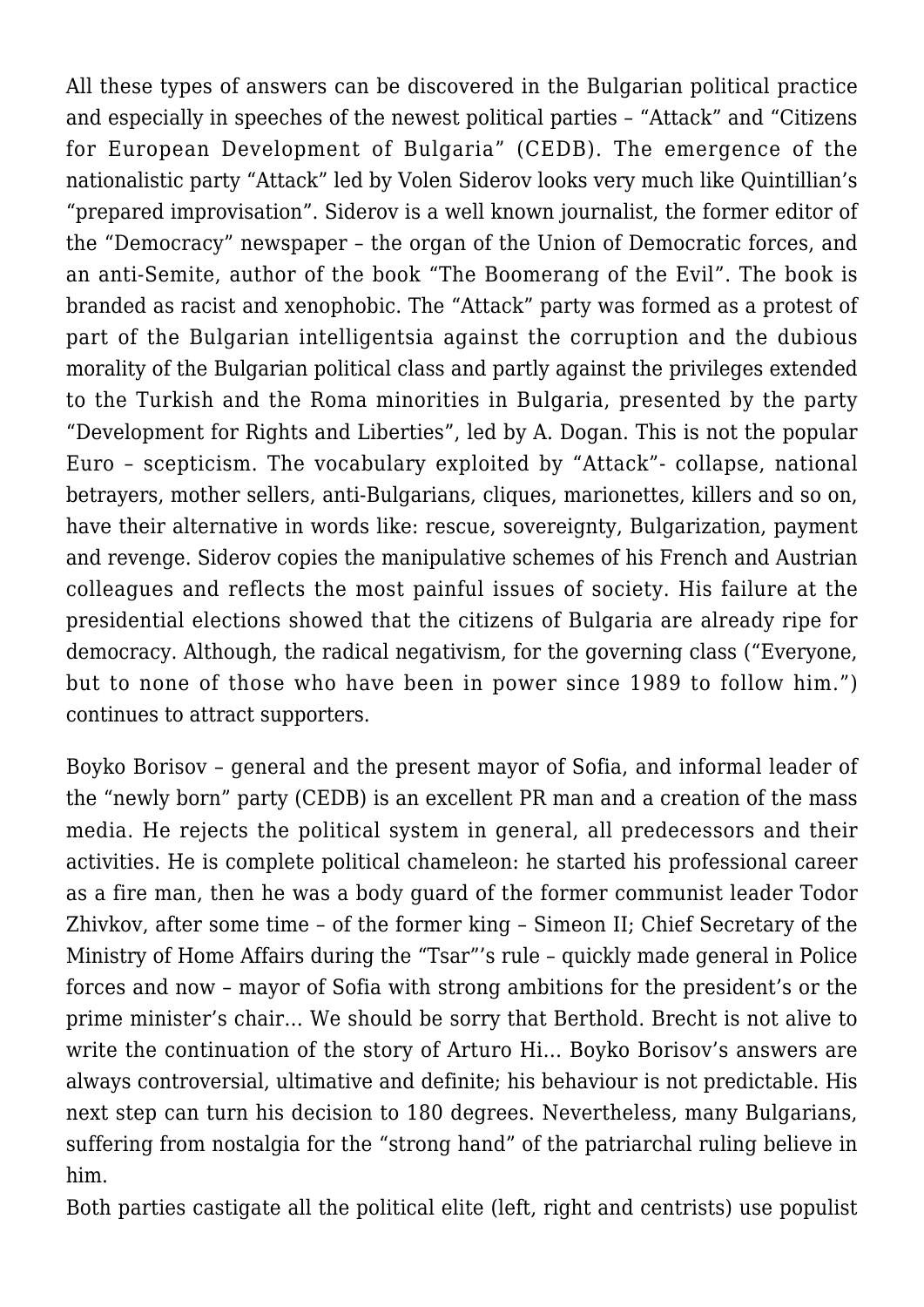All these types of answers can be discovered in the Bulgarian political practice and especially in speeches of the newest political parties – "Attack" and "Citizens for European Development of Bulgaria" (CEDB). The emergence of the nationalistic party "Attack" led by Volen Siderov looks very much like Quintillian's "prepared improvisation". Siderov is a well known journalist, the former editor of the "Democracy" newspaper – the organ of the Union of Democratic forces, and an anti-Semite, author of the book "The Boomerang of the Evil". The book is branded as racist and xenophobic. The "Attack" party was formed as a protest of part of the Bulgarian intelligentsia against the corruption and the dubious morality of the Bulgarian political class and partly against the privileges extended to the Turkish and the Roma minorities in Bulgaria, presented by the party "Development for Rights and Liberties", led by A. Dogan. This is not the popular Euro – scepticism. The vocabulary exploited by "Attack"- collapse, national betrayers, mother sellers, anti-Bulgarians, cliques, marionettes, killers and so on, have their alternative in words like: rescue, sovereignty, Bulgarization, payment and revenge. Siderov copies the manipulative schemes of his French and Austrian colleagues and reflects the most painful issues of society. His failure at the presidential elections showed that the citizens of Bulgaria are already ripe for democracy. Although, the radical negativism, for the governing class ("Everyone, but to none of those who have been in power since 1989 to follow him.") continues to attract supporters.

Boyko Borisov – general and the present mayor of Sofia, and informal leader of the "newly born" party (CEDB) is an excellent PR man and a creation of the mass media. He rejects the political system in general, all predecessors and their activities. He is complete political chameleon: he started his professional career as a fire man, then he was a body guard of the former communist leader Todor Zhivkov, after some time – of the former king – Simeon II; Chief Secretary of the Ministry of Home Affairs during the "Tsar"'s rule – quickly made general in Police forces and now – mayor of Sofia with strong ambitions for the president's or the prime minister's chair… We should be sorry that Berthold. Brecht is not alive to write the continuation of the story of Arturo Hi… Boyko Borisov's answers are always controversial, ultimative and definite; his behaviour is not predictable. His next step can turn his decision to 180 degrees. Nevertheless, many Bulgarians, suffering from nostalgia for the "strong hand" of the patriarchal ruling believe in him.

Both parties castigate all the political elite (left, right and centrists) use populist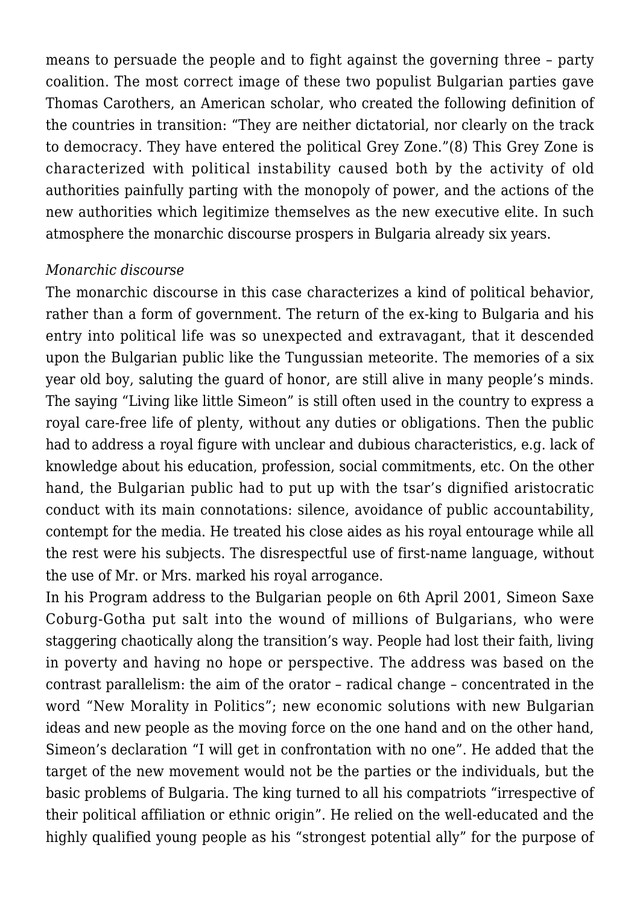means to persuade the people and to fight against the governing three – party coalition. The most correct image of these two populist Bulgarian parties gave Thomas Carothers, an American scholar, who created the following definition of the countries in transition: "They are neither dictatorial, nor clearly on the track to democracy. They have entered the political Grey Zone."(8) This Grey Zone is characterized with political instability caused both by the activity of old authorities painfully parting with the monopoly of power, and the actions of the new authorities which legitimize themselves as the new executive elite. In such atmosphere the monarchic discourse prospers in Bulgaria already six years.

*Monarchic discourse*

The monarchic discourse in this case characterizes a kind of political behavior, rather than a form of government. The return of the ex-king to Bulgaria and his entry into political life was so unexpected and extravagant, that it descended upon the Bulgarian public like the Tungussian meteorite. The memories of a six year old boy, saluting the guard of honor, are still alive in many people's minds. The saying "Living like little Simeon" is still often used in the country to express a royal care-free life of plenty, without any duties or obligations. Then the public had to address a royal figure with unclear and dubious characteristics, e.g. lack of knowledge about his education, profession, social commitments, etc. On the other hand, the Bulgarian public had to put up with the tsar's dignified aristocratic conduct with its main connotations: silence, avoidance of public accountability, contempt for the media. He treated his close aides as his royal entourage while all the rest were his subjects. The disrespectful use of first-name language, without the use of Mr. or Mrs. marked his royal arrogance.

In his Program address to the Bulgarian people on 6th April 2001, Simeon Saxe Coburg-Gotha put salt into the wound of millions of Bulgarians, who were staggering chaotically along the transition's way. People had lost their faith, living in poverty and having no hope or perspective. The address was based on the contrast parallelism: the aim of the orator – radical change – concentrated in the word "New Morality in Politics"; new economic solutions with new Bulgarian ideas and new people as the moving force on the one hand and on the other hand, Simeon's declaration "I will get in confrontation with no one". He added that the target of the new movement would not be the parties or the individuals, but the basic problems of Bulgaria. The king turned to all his compatriots "irrespective of their political affiliation or ethnic origin". He relied on the well-educated and the highly qualified young people as his "strongest potential ally" for the purpose of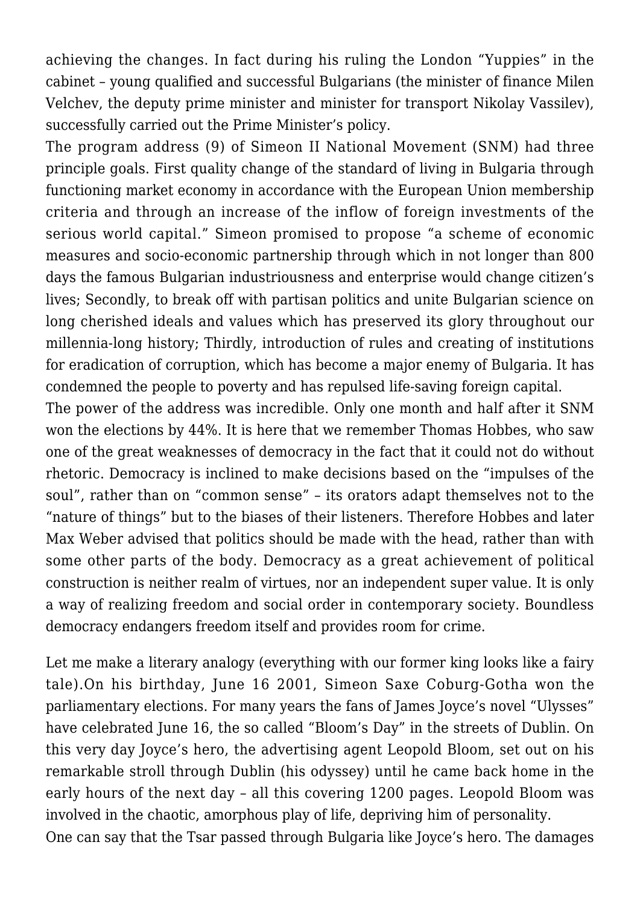achieving the changes. In fact during his ruling the London "Yuppies" in the cabinet – young qualified and successful Bulgarians (the minister of finance Milen Velchev, the deputy prime minister and minister for transport Nikolay Vassilev), successfully carried out the Prime Minister's policy.

The program address (9) of Simeon II National Movement (SNM) had three principle goals. First quality change of the standard of living in Bulgaria through functioning market economy in accordance with the European Union membership criteria and through an increase of the inflow of foreign investments of the serious world capital." Simeon promised to propose "a scheme of economic measures and socio-economic partnership through which in not longer than 800 days the famous Bulgarian industriousness and enterprise would change citizen's lives; Secondly, to break off with partisan politics and unite Bulgarian science on long cherished ideals and values which has preserved its glory throughout our millennia-long history; Thirdly, introduction of rules and creating of institutions for eradication of corruption, which has become a major enemy of Bulgaria. It has condemned the people to poverty and has repulsed life-saving foreign capital.

The power of the address was incredible. Only one month and half after it SNM won the elections by 44%. It is here that we remember Thomas Hobbes, who saw one of the great weaknesses of democracy in the fact that it could not do without rhetoric. Democracy is inclined to make decisions based on the "impulses of the soul", rather than on "common sense" – its orators adapt themselves not to the "nature of things" but to the biases of their listeners. Therefore Hobbes and later Max Weber advised that politics should be made with the head, rather than with some other parts of the body. Democracy as a great achievement of political construction is neither realm of virtues, nor an independent super value. It is only a way of realizing freedom and social order in contemporary society. Boundless democracy endangers freedom itself and provides room for crime.

Let me make a literary analogy (everything with our former king looks like a fairy tale).On his birthday, June 16 2001, Simeon Saxe Coburg-Gotha won the parliamentary elections. For many years the fans of James Joyce's novel "Ulysses" have celebrated June 16, the so called "Bloom's Day" in the streets of Dublin. On this very day Joyce's hero, the advertising agent Leopold Bloom, set out on his remarkable stroll through Dublin (his odyssey) until he came back home in the early hours of the next day – all this covering 1200 pages. Leopold Bloom was involved in the chaotic, amorphous play of life, depriving him of personality.

One can say that the Tsar passed through Bulgaria like Joyce's hero. The damages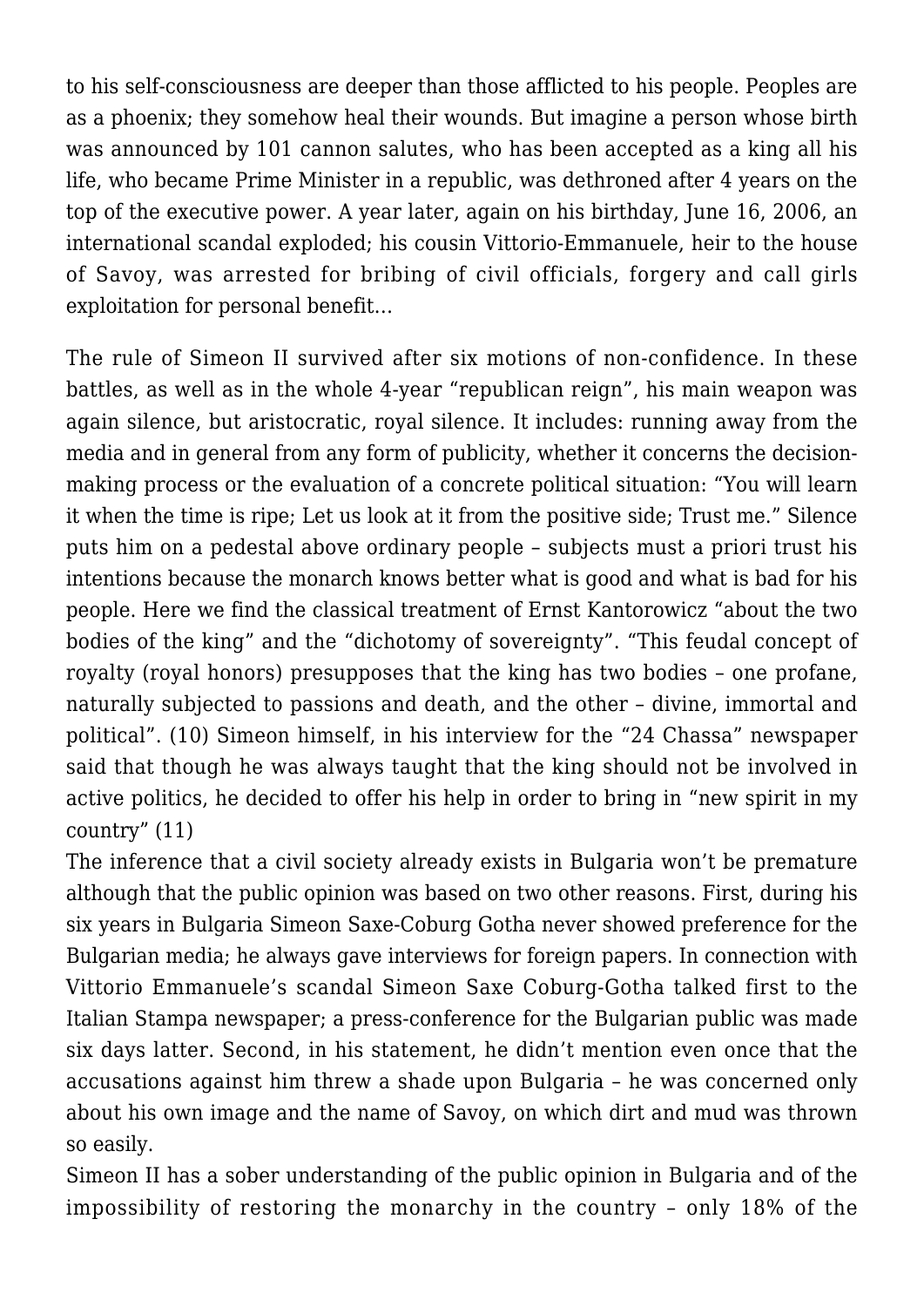to his self-consciousness are deeper than those afflicted to his people. Peoples are as a phoenix; they somehow heal their wounds. But imagine a person whose birth was announced by 101 cannon salutes, who has been accepted as a king all his life, who became Prime Minister in a republic, was dethroned after 4 years on the top of the executive power. A year later, again on his birthday, June 16, 2006, an international scandal exploded; his cousin Vittorio-Emmanuele, heir to the house of Savoy, was arrested for bribing of civil officials, forgery and call girls exploitation for personal benefit…

The rule of Simeon II survived after six motions of non-confidence. In these battles, as well as in the whole 4-year "republican reign", his main weapon was again silence, but aristocratic, royal silence. It includes: running away from the media and in general from any form of publicity, whether it concerns the decision-making process or the evaluation of a concrete political situation: "You will learn it when the time is ripe; Let us look at it from the positive side; Trust me." Silence puts him on a pedestal above ordinary people – subjects must a priori trust his intentions because the monarch knows better what is good and what is bad for his people. Here we find the classical treatment of Ernst Kantorowicz "about the two bodies of the king" and the "dichotomy of sovereignty". "This feudal concept of royalty (royal honors) presupposes that the king has two bodies – one profane, naturally subjected to passions and death, and the other – divine, immortal and political". (10) Simeon himself, in his interview for the "24 Chassa" newspaper said that though he was always taught that the king should not be involved in active politics, he decided to offer his help in order to bring in "new spirit in my country" (11)

The inference that a civil society already exists in Bulgaria won't be premature although that the public opinion was based on two other reasons. First, during his six years in Bulgaria Simeon Saxe-Coburg Gotha never showed preference for the Bulgarian media; he always gave interviews for foreign papers. In connection with Vittorio Emmanuele's scandal Simeon Saxe Coburg-Gotha talked first to the Italian Stampa newspaper; a press-conference for the Bulgarian public was made six days latter. Second, in his statement, he didn't mention even once that the accusations against him threw a shade upon Bulgaria – he was concerned only about his own image and the name of Savoy, on which dirt and mud was thrown so easily.

Simeon II has a sober understanding of the public opinion in Bulgaria and of the impossibility of restoring the monarchy in the country – only 18% of the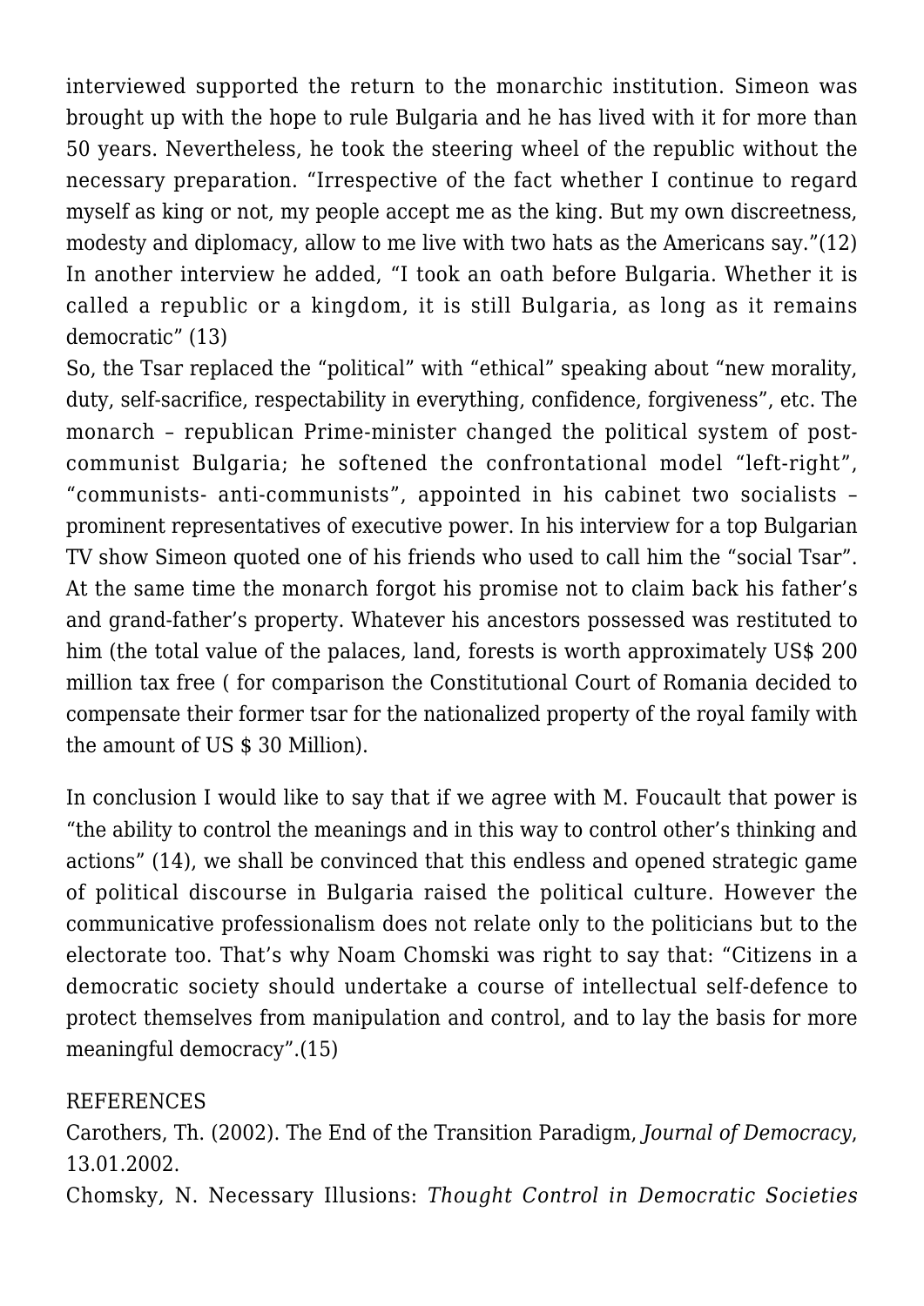interviewed supported the return to the monarchic institution. Simeon was brought up with the hope to rule Bulgaria and he has lived with it for more than 50 years. Nevertheless, he took the steering wheel of the republic without the necessary preparation. "Irrespective of the fact whether I continue to regard myself as king or not, my people accept me as the king. But my own discreetness, modesty and diplomacy, allow to me live with two hats as the Americans say."(12) In another interview he added, "I took an oath before Bulgaria. Whether it is called a republic or a kingdom, it is still Bulgaria, as long as it remains democratic" (13)

So, the Tsar replaced the "political" with "ethical" speaking about "new morality, duty, self-sacrifice, respectability in everything, confidence, forgiveness", etc. The monarch – republican Prime-minister changed the political system of post-communist Bulgaria; he softened the confrontational model "left-right", "communists- anti-communists", appointed in his cabinet two socialists – prominent representatives of executive power. In his interview for a top Bulgarian TV show Simeon quoted one of his friends who used to call him the "social Tsar". At the same time the monarch forgot his promise not to claim back his father's and grand-father's property. Whatever his ancestors possessed was restituted to him (the total value of the palaces, land, forests is worth approximately US$ 200 million tax free ( for comparison the Constitutional Court of Romania decided to compensate their former tsar for the nationalized property of the royal family with the amount of US $ 30 Million).

In conclusion I would like to say that if we agree with M. Foucault that power is "the ability to control the meanings and in this way to control other's thinking and actions" (14), we shall be convinced that this endless and opened strategic game of political discourse in Bulgaria raised the political culture. However the communicative professionalism does not relate only to the politicians but to the electorate too. That's why Noam Chomski was right to say that: "Citizens in a democratic society should undertake a course of intellectual self-defence to protect themselves from manipulation and control, and to lay the basis for more meaningful democracy".(15)

REFERENCES

Carothers, Th. (2002). The End of the Transition Paradigm, *Journal of Democracy*, 13.01.2002.

Chomsky, N. Necessary Illusions: *Thought Control in Democratic Societies*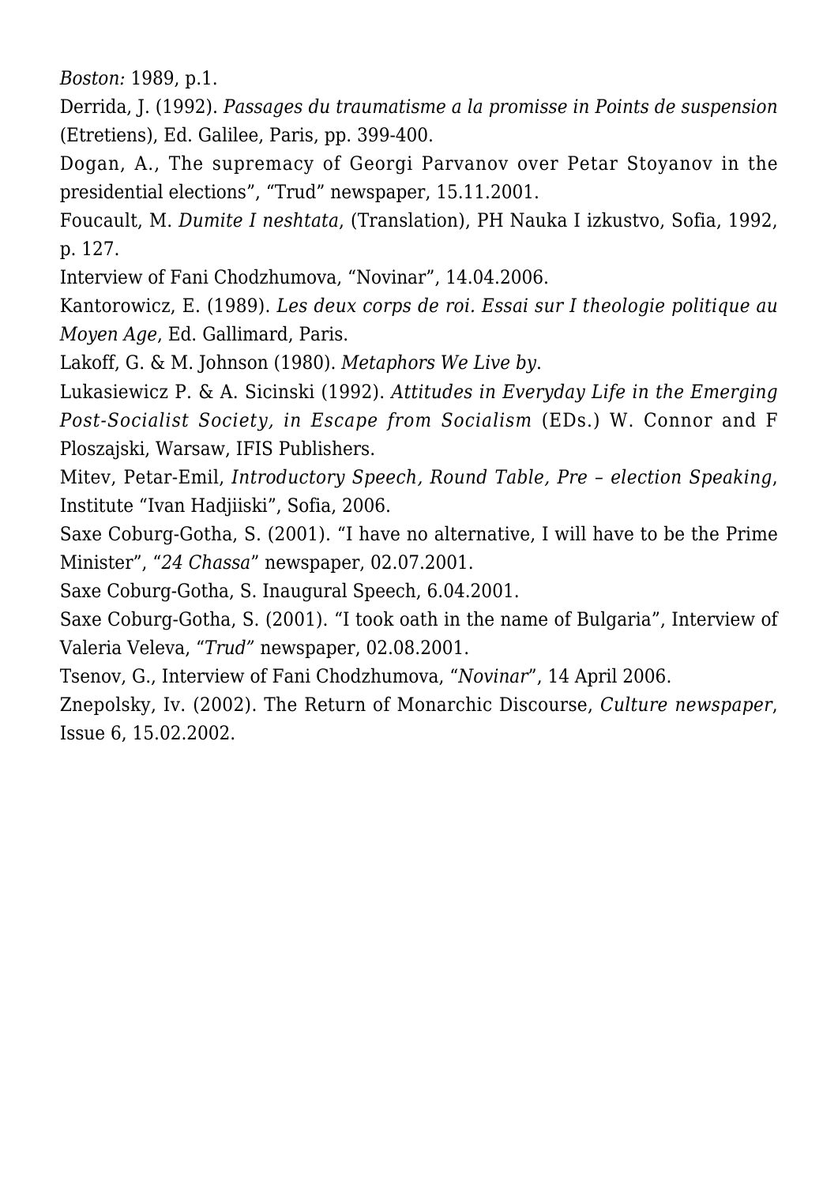*Boston:* 1989, p.1.

Derrida, J. (1992). *Passages du traumatisme a la promisse in Points de suspension* (Etretiens), Ed. Galilee, Paris, pp. 399-400.

Dogan, A., The supremacy of Georgi Parvanov over Petar Stoyanov in the presidential elections", "Trud" newspaper, 15.11.2001.

Foucault, M. *Dumite I neshtata*, (Translation), PH Nauka I izkustvo, Sofia, 1992, p. 127.

Interview of Fani Chodzhumova, "Novinar", 14.04.2006.

Kantorowicz, E. (1989). *Les deux corps de roi. Essai sur I theologie politique au Moyen Age*, Ed. Gallimard, Paris.

Lakoff, G. & M. Johnson (1980). *Metaphors We Live by*.

Lukasiewicz P. & A. Sicinski (1992). *Attitudes in Everyday Life in the Emerging Post-Socialist Society, in Escape from Socialism* (EDs.) W. Connor and F Ploszajski, Warsaw, IFIS Publishers.

Mitev, Petar-Emil, *Introductory Speech, Round Table, Pre – election Speaking*, Institute "Ivan Hadjiiski", Sofia, 2006.

Saxe Coburg-Gotha, S. (2001). "I have no alternative, I will have to be the Prime Minister", "*24 Chassa*" newspaper, 02.07.2001.

Saxe Coburg-Gotha, S. Inaugural Speech, 6.04.2001.

Saxe Coburg-Gotha, S. (2001). "I took oath in the name of Bulgaria", Interview of Valeria Veleva, "*Trud*" newspaper, 02.08.2001.

Tsenov, G., Interview of Fani Chodzhumova, "*Novinar*", 14 April 2006.

Znepolsky, Iv. (2002). The Return of Monarchic Discourse, *Culture newspaper*, Issue 6, 15.02.2002.